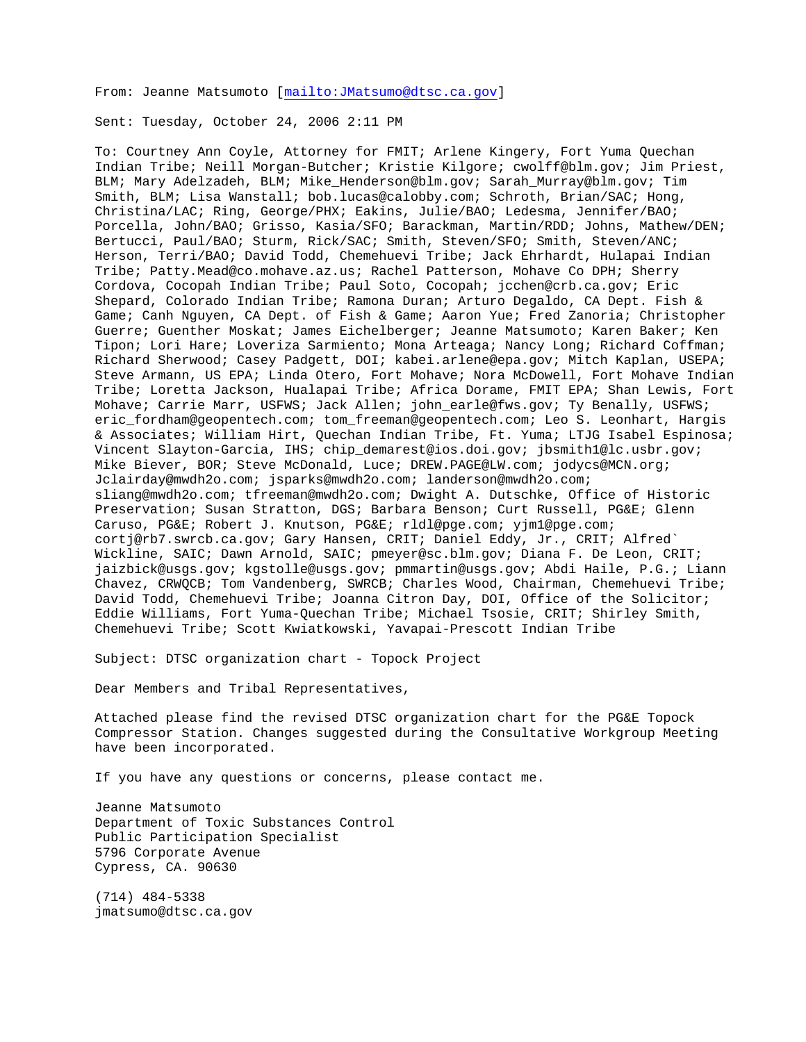From: Jeanne Matsumoto [mailto:JMatsumo@dtsc.ca.gov]

Sent: Tuesday, October 24, 2006 2:11 PM

To: Courtney Ann Coyle, Attorney for FMIT; Arlene Kingery, Fort Yuma Quechan Indian Tribe; Neill Morgan-Butcher; Kristie Kilgore; cwolff@blm.gov; Jim Priest, BLM; Mary Adelzadeh, BLM; Mike_Henderson@blm.gov; Sarah_Murray@blm.gov; Tim Smith, BLM; Lisa Wanstall; bob.lucas@calobby.com; Schroth, Brian/SAC; Hong, Christina/LAC; Ring, George/PHX; Eakins, Julie/BAO; Ledesma, Jennifer/BAO; Porcella, John/BAO; Grisso, Kasia/SFO; Barackman, Martin/RDD; Johns, Mathew/DEN; Bertucci, Paul/BAO; Sturm, Rick/SAC; Smith, Steven/SFO; Smith, Steven/ANC; Herson, Terri/BAO; David Todd, Chemehuevi Tribe; Jack Ehrhardt, Hulapai Indian Tribe; Patty.Mead@co.mohave.az.us; Rachel Patterson, Mohave Co DPH; Sherry Cordova, Cocopah Indian Tribe; Paul Soto, Cocopah; jcchen@crb.ca.gov; Eric Shepard, Colorado Indian Tribe; Ramona Duran; Arturo Degaldo, CA Dept. Fish & Game; Canh Nguyen, CA Dept. of Fish & Game; Aaron Yue; Fred Zanoria; Christopher Guerre; Guenther Moskat; James Eichelberger; Jeanne Matsumoto; Karen Baker; Ken Tipon; Lori Hare; Loveriza Sarmiento; Mona Arteaga; Nancy Long; Richard Coffman; Richard Sherwood; Casey Padgett, DOI; kabei.arlene@epa.gov; Mitch Kaplan, USEPA; Steve Armann, US EPA; Linda Otero, Fort Mohave; Nora McDowell, Fort Mohave Indian Tribe; Loretta Jackson, Hualapai Tribe; Africa Dorame, FMIT EPA; Shan Lewis, Fort Mohave; Carrie Marr, USFWS; Jack Allen; john_earle@fws.gov; Ty Benally, USFWS; eric_fordham@geopentech.com; tom_freeman@geopentech.com; Leo S. Leonhart, Hargis & Associates; William Hirt, Quechan Indian Tribe, Ft. Yuma; LTJG Isabel Espinosa; Vincent Slayton-Garcia, IHS; chip_demarest@ios.doi.gov; jbsmith1@lc.usbr.gov; Mike Biever, BOR; Steve McDonald, Luce; DREW.PAGE@LW.com; jodycs@MCN.org; Jclairday@mwdh2o.com; jsparks@mwdh2o.com; landerson@mwdh2o.com; sliang@mwdh2o.com; tfreeman@mwdh2o.com; Dwight A. Dutschke, Office of Historic Preservation; Susan Stratton, DGS; Barbara Benson; Curt Russell, PG&E; Glenn Caruso, PG&E; Robert J. Knutson, PG&E; rldl@pge.com; yjm1@pge.com; cortj@rb7.swrcb.ca.gov; Gary Hansen, CRIT; Daniel Eddy, Jr., CRIT; Alfred` Wickline, SAIC; Dawn Arnold, SAIC; pmeyer@sc.blm.gov; Diana F. De Leon, CRIT; jaizbick@usgs.gov; kgstolle@usgs.gov; pmmartin@usgs.gov; Abdi Haile, P.G.; Liann Chavez, CRWQCB; Tom Vandenberg, SWRCB; Charles Wood, Chairman, Chemehuevi Tribe; David Todd, Chemehuevi Tribe; Joanna Citron Day, DOI, Office of the Solicitor; Eddie Williams, Fort Yuma-Quechan Tribe; Michael Tsosie, CRIT; Shirley Smith, Chemehuevi Tribe; Scott Kwiatkowski, Yavapai-Prescott Indian Tribe

Subject: DTSC organization chart - Topock Project

Dear Members and Tribal Representatives,

Attached please find the revised DTSC organization chart for the PG&E Topock Compressor Station. Changes suggested during the Consultative Workgroup Meeting have been incorporated.

If you have any questions or concerns, please contact me.

Jeanne Matsumoto
Department of Toxic Substances Control
Public Participation Specialist
5796 Corporate Avenue
Cypress, CA. 90630

(714) 484-5338
jmatsumo@dtsc.ca.gov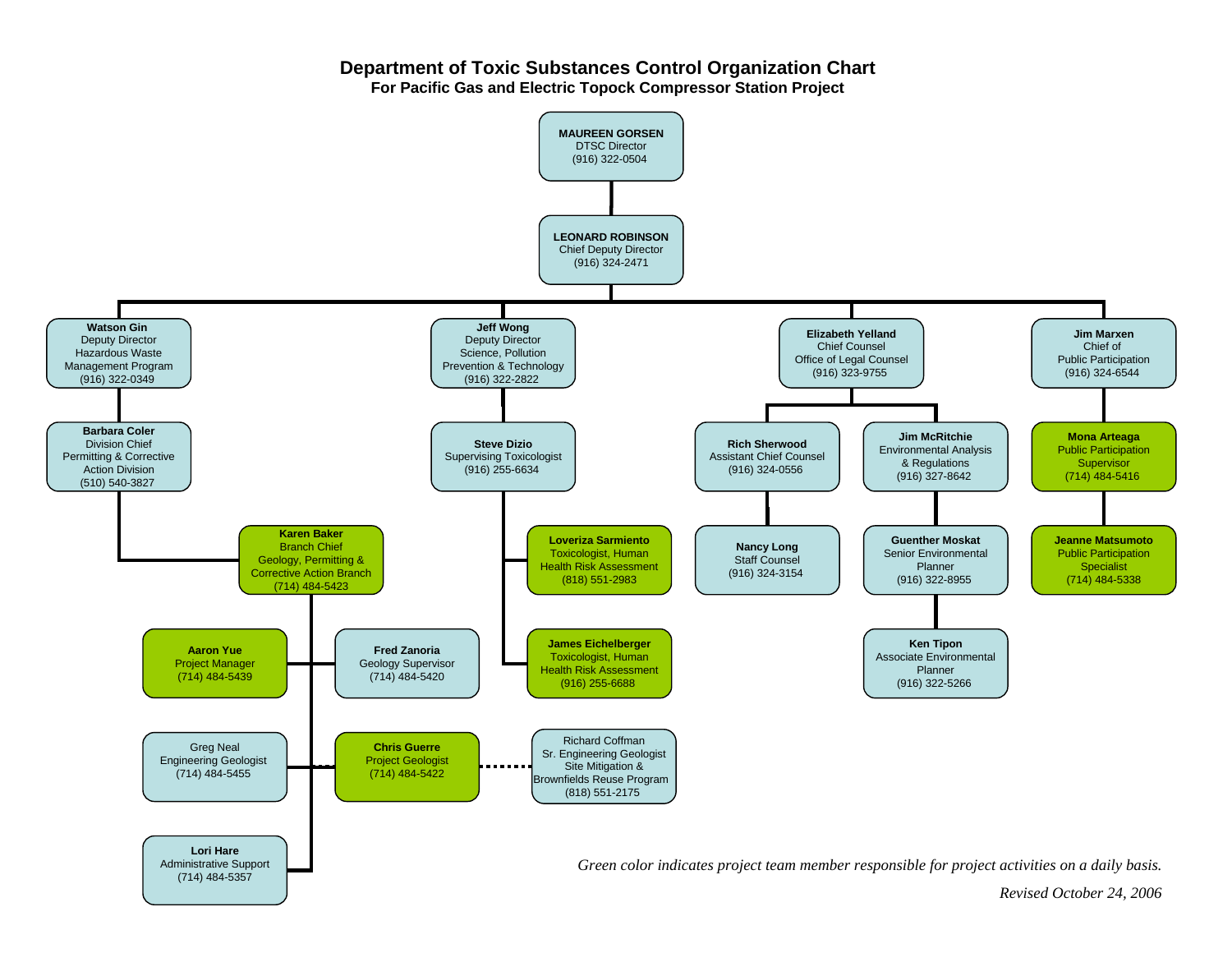# Department of Toxic Substances Control Organization Chart

## For Pacific Gas and Electric Topock Compressor Station Project

**MAUREEN GORSEN**
DTSC Director
(916) 322-0504

**LEONARD ROBINSON**
Chief Deputy Director
(916) 324-2471

**Watson Gin**
Deputy Director
Hazardous Waste
Management Program
(916) 322-0349

**Barbara Coler**
Division Chief
Permitting & Corrective
Action Division
(510) 540-3827

**Karen Baker**
Branch Chief
Geology, Permitting &
Corrective Action Branch
(714) 484-5423

**Aaron Yue**
Project Manager
(714) 484-5439

**Fred Zanoria**
Geology Supervisor
(714) 484-5420

Greg Neal
Engineering Geologist
(714) 484-5455

**Chris Guerre**
Project Geologist
(714) 484-5422

Richard Coffman
Sr. Engineering Geologist
Site Mitigation &
Brownfields Reuse Program
(818) 551-2175

**Lori Hare**
Administrative Support
(714) 484-5357

**Jeff Wong**
Deputy Director
Science, Pollution
Prevention & Technology
(916) 322-2822

**Steve Dizio**
Supervising Toxicologist
(916) 255-6634

**Loveriza Sarmiento**
Toxicologist, Human
Health Risk Assessment
(818) 551-2983

**James Eichelberger**
Toxicologist, Human
Health Risk Assessment
(916) 255-6688

**Elizabeth Yelland**
Chief Counsel
Office of Legal Counsel
(916) 323-9755

**Rich Sherwood**
Assistant Chief Counsel
(916) 324-0556

**Nancy Long**
Staff Counsel
(916) 324-3154

**Jim McRitchie**
Environmental Analysis
& Regulations
(916) 327-8642

**Guenther Moskat**
Senior Environmental
Planner
(916) 322-8955

**Ken Tipon**
Associate Environmental
Planner
(916) 322-5266

**Jim Marxen**
Chief of
Public Participation
(916) 324-6544

**Mona Arteaga**
Public Participation
Supervisor
(714) 484-5416

**Jeanne Matsumoto**
Public Participation
Specialist
(714) 484-5338

*Green color indicates project team member responsible for project activities on a daily basis.*

*Revised October 24, 2006*